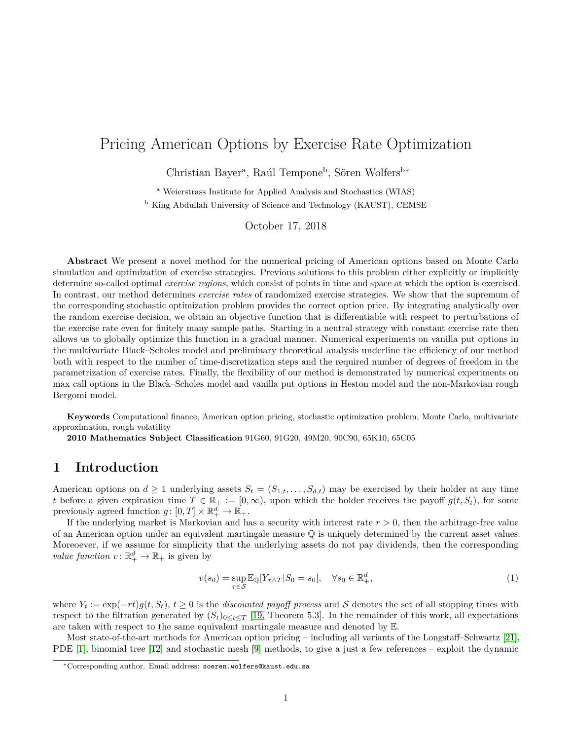# Pricing American Options by Exercise Rate Optimization

Christian Bayer[a], Raúl Tempone[b], Sören Wolfers[b*]

[a] Weierstrass Institute for Applied Analysis and Stochastics (WIAS)

[b] King Abdullah University of Science and Technology (KAUST), CEMSE

October 17, 2018

**Abstract** We present a novel method for the numerical pricing of American options based on Monte Carlo simulation and optimization of exercise strategies. Previous solutions to this problem either explicitly or implicitly determine so-called optimal *exercise regions*, which consist of points in time and space at which the option is exercised. In contrast, our method determines *exercise rates* of randomized exercise strategies. We show that the supremum of the corresponding stochastic optimization problem provides the correct option price. By integrating analytically over the random exercise decision, we obtain an objective function that is differentiable with respect to perturbations of the exercise rate even for finitely many sample paths. Starting in a neutral strategy with constant exercise rate then allows us to globally optimize this function in a gradual manner. Numerical experiments on vanilla put options in the multivariate Black–Scholes model and preliminary theoretical analysis underline the efficiency of our method both with respect to the number of time-discretization steps and the required number of degrees of freedom in the parametrization of exercise rates. Finally, the flexibility of our method is demonstrated by numerical experiments on max call options in the Black–Scholes model and vanilla put options in Heston model and the non-Markovian rough Bergomi model.

**Keywords** Computational finance, American option pricing, stochastic optimization problem, Monte Carlo, multivariate approximation, rough volatility

**2010 Mathematics Subject Classification** 91G60, 91G20, 49M20, 90C90, 65K10, 65C05

## 1 Introduction

American options on $d \geq 1$ underlying assets $S_t = (S_{1,t}, \dots, S_{d,t})$ may be exercised by their holder at any time $t$ before a given expiration time $T \in \mathbb{R}_+ := [0, \infty)$, upon which the holder receives the payoff $g(t, S_t)$, for some previously agreed function $g \colon [0, T] \times \mathbb{R}_+^d \to \mathbb{R}_+$.

If the underlying market is Markovian and has a security with interest rate $r > 0$, then the arbitrage-free value of an American option under an equivalent martingale measure $\mathbb{Q}$ is uniquely determined by the current asset values. Moreoever, if we assume for simplicity that the underlying assets do not pay dividends, then the corresponding *value function* $v \colon \mathbb{R}_+^d \to \mathbb{R}_+$ is given by

$$v(s_0) = \sup_{\tau \in \mathcal{S}} \mathbb{E}_{\mathbb{Q}}[Y_{\tau \wedge T} | S_0 = s_0], \quad \forall s_0 \in \mathbb{R}_+^d, \tag{1}$$

where $Y_t := \exp(-rt) g(t, S_t)$, $t \geq 0$ is the *discounted payoff process* and $\mathcal{S}$ denotes the set of all stopping times with respect to the filtration generated by $(S_t)_{0 \leq t \leq T}$ [19, Theorem 5.3]. In the remainder of this work, all expectations are taken with respect to the same equivalent martingale measure and denoted by $\mathbb{E}$.

Most state-of-the-art methods for American option pricing – including all variants of the Longstaff–Schwartz [21], PDE [1], binomial tree [12] and stochastic mesh [9] methods, to give a just a few references – exploit the dynamic

*Corresponding author. Email address: soeren.wolfers@kaust.edu.sa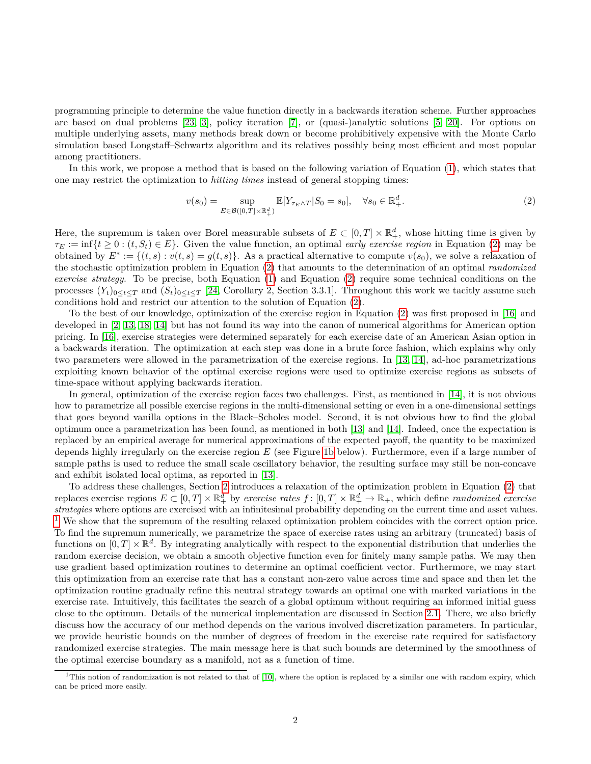programming principle to determine the value function directly in a backwards iteration scheme. Further approaches are based on dual problems [23, 3], policy iteration [7], or (quasi-)analytic solutions [5, 20]. For options on multiple underlying assets, many methods break down or become prohibitively expensive with the Monte Carlo simulation based Longstaff–Schwartz algorithm and its relatives possibly being most efficient and most popular among practitioners.

In this work, we propose a method that is based on the following variation of Equation (1), which states that one may restrict the optimization to *hitting times* instead of general stopping times:

$$v(s_0) = \sup_{E \in \mathcal{B}([0,T]\times\mathbb{R}^d_+)} \mathbb{E}[Y_{\tau_E \wedge T} | S_0 = s_0], \quad \forall s_0 \in \mathbb{R}^d_+. \tag{2}$$

Here, the supremum is taken over Borel measurable subsets of $E \subset [0,T] \times \mathbb{R}^d_+$, whose hitting time is given by $\tau_E := \inf\{t \geq 0 : (t, S_t) \in E\}$. Given the value function, an optimal *early exercise region* in Equation (2) may be obtained by $E^* := \{(t,s) : v(t,s) = g(t,s)\}$. As a practical alternative to compute $v(s_0)$, we solve a relaxation of the stochastic optimization problem in Equation (2) that amounts to the determination of an optimal *randomized exercise strategy*. To be precise, both Equation (1) and Equation (2) require some technical conditions on the processes $(Y_t)_{0\leq t\leq T}$ and $(S_t)_{0\leq t\leq T}$ [24, Corollary 2, Section 3.3.1]. Throughout this work we tacitly assume such conditions hold and restrict our attention to the solution of Equation (2).

To the best of our knowledge, optimization of the exercise region in Equation (2) was first proposed in [16] and developed in [2, 13, 18, 14] but has not found its way into the canon of numerical algorithms for American option pricing. In [16], exercise strategies were determined separately for each exercise date of an American Asian option in a backwards iteration. The optimization at each step was done in a brute force fashion, which explains why only two parameters were allowed in the parametrization of the exercise regions. In [13, 14], ad-hoc parametrizations exploiting known behavior of the optimal exercise regions were used to optimize exercise regions as subsets of time-space without applying backwards iteration.

In general, optimization of the exercise region faces two challenges. First, as mentioned in [14], it is not obvious how to parametrize all possible exercise regions in the multi-dimensional setting or even in a one-dimensional settings that goes beyond vanilla options in the Black–Scholes model. Second, it is not obvious how to find the global optimum once a parametrization has been found, as mentioned in both [13] and [14]. Indeed, once the expectation is replaced by an empirical average for numerical approximations of the expected payoff, the quantity to be maximized depends highly irregularly on the exercise region $E$ (see Figure 1b below). Furthermore, even if a large number of sample paths is used to reduce the small scale oscillatory behavior, the resulting surface may still be non-concave and exhibit isolated local optima, as reported in [13].

To address these challenges, Section 2 introduces a relaxation of the optimization problem in Equation (2) that replaces exercise regions $E \subset [0,T] \times \mathbb{R}^d_+$ by *exercise rates* $f : [0,T] \times \mathbb{R}^d_+ \to \mathbb{R}_+$, which define *randomized exercise strategies* where options are exercised with an infinitesimal probability depending on the current time and asset values. [1] We show that the supremum of the resulting relaxed optimization problem coincides with the correct option price. To find the supremum numerically, we parametrize the space of exercise rates using an arbitrary (truncated) basis of functions on $[0,T] \times \mathbb{R}^d$. By integrating analytically with respect to the exponential distribution that underlies the random exercise decision, we obtain a smooth objective function even for finitely many sample paths. We may then use gradient based optimization routines to determine an optimal coefficient vector. Furthermore, we may start this optimization from an exercise rate that has a constant non-zero value across time and space and then let the optimization routine gradually refine this neutral strategy towards an optimal one with marked variations in the exercise rate. Intuitively, this facilitates the search of a global optimum without requiring an informed initial guess close to the optimum. Details of the numerical implementation are discussed in Section 2.1. There, we also briefly discuss how the accuracy of our method depends on the various involved discretization parameters. In particular, we provide heuristic bounds on the number of degrees of freedom in the exercise rate required for satisfactory randomized exercise strategies. The main message here is that such bounds are determined by the smoothness of the optimal exercise boundary as a manifold, not as a function of time.

[1] This notion of randomization is not related to that of [10], where the option is replaced by a similar one with random expiry, which can be priced more easily.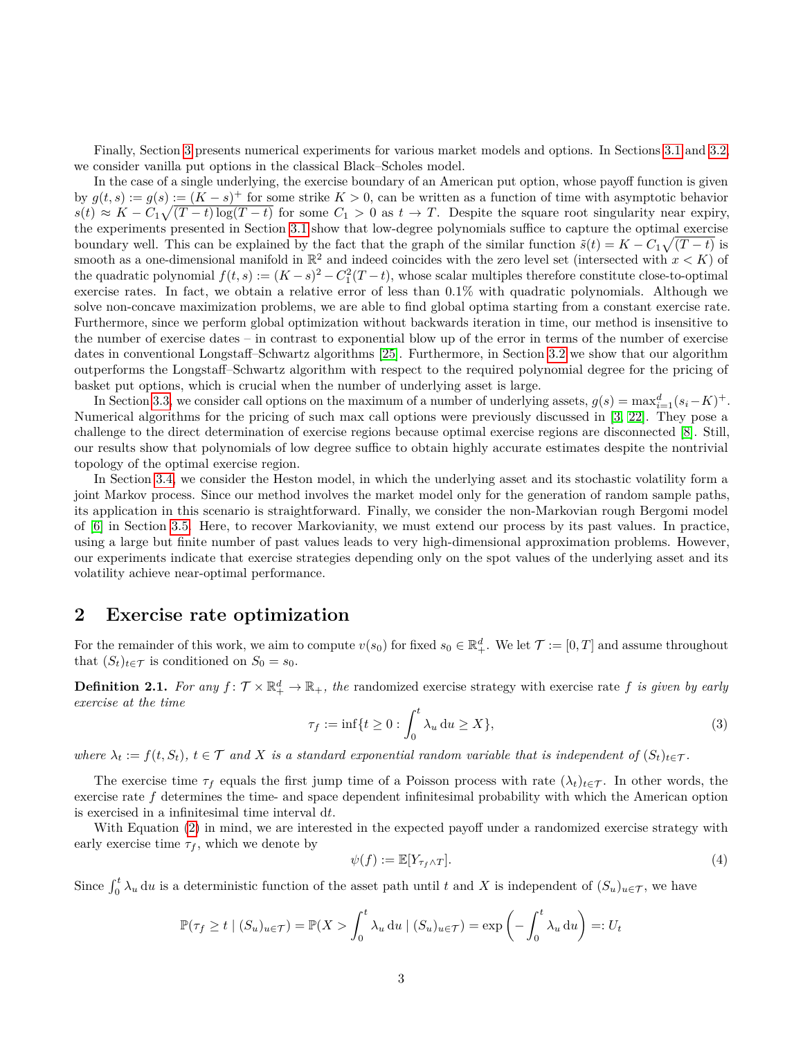Finally, Section 3 presents numerical experiments for various market models and options. In Sections 3.1 and 3.2, we consider vanilla put options in the classical Black–Scholes model.

In the case of a single underlying, the exercise boundary of an American put option, whose payoff function is given by $g(t, s) := g(s) := (K - s)^+$ for some strike $K > 0$, can be written as a function of time with asymptotic behavior $s(t) \approx K - C_1\sqrt{(T-t)\log(T-t)}$ for some $C_1 > 0$ as $t \to T$. Despite the square root singularity near expiry, the experiments presented in Section 3.1 show that low-degree polynomials suffice to capture the optimal exercise boundary well. This can be explained by the fact that the graph of the similar function $\tilde{s}(t) = K - C_1\sqrt{(T-t)}$ is smooth as a one-dimensional manifold in $\mathbb{R}^2$ and indeed coincides with the zero level set (intersected with $x < K$) of the quadratic polynomial $f(t, s) := (K-s)^2 - C_1^2(T-t)$, whose scalar multiples therefore constitute close-to-optimal exercise rates. In fact, we obtain a relative error of less than 0.1% with quadratic polynomials. Although we solve non-concave maximization problems, we are able to find global optima starting from a constant exercise rate. Furthermore, since we perform global optimization without backwards iteration in time, our method is insensitive to the number of exercise dates – in contrast to exponential blow up of the error in terms of the number of exercise dates in conventional Longstaff–Schwartz algorithms [25]. Furthermore, in Section 3.2 we show that our algorithm outperforms the Longstaff–Schwartz algorithm with respect to the required polynomial degree for the pricing of basket put options, which is crucial when the number of underlying asset is large.

In Section 3.3, we consider call options on the maximum of a number of underlying assets, $g(s) = \max_{i=1}^d (s_i - K)^+$. Numerical algorithms for the pricing of such max call options were previously discussed in [3, 22]. They pose a challenge to the direct determination of exercise regions because optimal exercise regions are disconnected [8]. Still, our results show that polynomials of low degree suffice to obtain highly accurate estimates despite the nontrivial topology of the optimal exercise region.

In Section 3.4, we consider the Heston model, in which the underlying asset and its stochastic volatility form a joint Markov process. Since our method involves the market model only for the generation of random sample paths, its application in this scenario is straightforward. Finally, we consider the non-Markovian rough Bergomi model of [6] in Section 3.5. Here, to recover Markovianity, we must extend our process by its past values. In practice, using a large but finite number of past values leads to very high-dimensional approximation problems. However, our experiments indicate that exercise strategies depending only on the spot values of the underlying asset and its volatility achieve near-optimal performance.

## 2 Exercise rate optimization

For the remainder of this work, we aim to compute $v(s_0)$ for fixed $s_0 \in \mathbb{R}^d_+$. We let $\mathcal{T} := [0, T]$ and assume throughout that $(S_t)_{t \in \mathcal{T}}$ is conditioned on $S_0 = s_0$.

**Definition 2.1.** *For any $f : \mathcal{T} \times \mathbb{R}^d_+ \to \mathbb{R}_+$, the* randomized exercise strategy with exercise rate $f$ *is given by early exercise at the time*

$$\tau_f := \inf\{t \geq 0 : \int_0^t \lambda_u \, \mathrm{d}u \geq X\}, \tag{3}$$

*where $\lambda_t := f(t, S_t)$, $t \in \mathcal{T}$ and $X$ is a standard exponential random variable that is independent of $(S_t)_{t \in \mathcal{T}}$.*

The exercise time $\tau_f$ equals the first jump time of a Poisson process with rate $(\lambda_t)_{t \in \mathcal{T}}$. In other words, the exercise rate $f$ determines the time- and space dependent infinitesimal probability with which the American option is exercised in a infinitesimal time interval $\mathrm{d}t$.

With Equation (2) in mind, we are interested in the expected payoff under a randomized exercise strategy with early exercise time $\tau_f$, which we denote by

$$\psi(f) := \mathbb{E}[Y_{\tau_f \wedge T}]. \tag{4}$$

Since $\int_0^t \lambda_u \, \mathrm{d}u$ is a deterministic function of the asset path until $t$ and $X$ is independent of $(S_u)_{u \in \mathcal{T}}$, we have

$$\mathbb{P}(\tau_f \geq t \mid (S_u)_{u \in \mathcal{T}}) = \mathbb{P}(X > \int_0^t \lambda_u \, \mathrm{d}u \mid (S_u)_{u \in \mathcal{T}}) = \exp\left(-\int_0^t \lambda_u \, \mathrm{d}u\right) =: U_t$$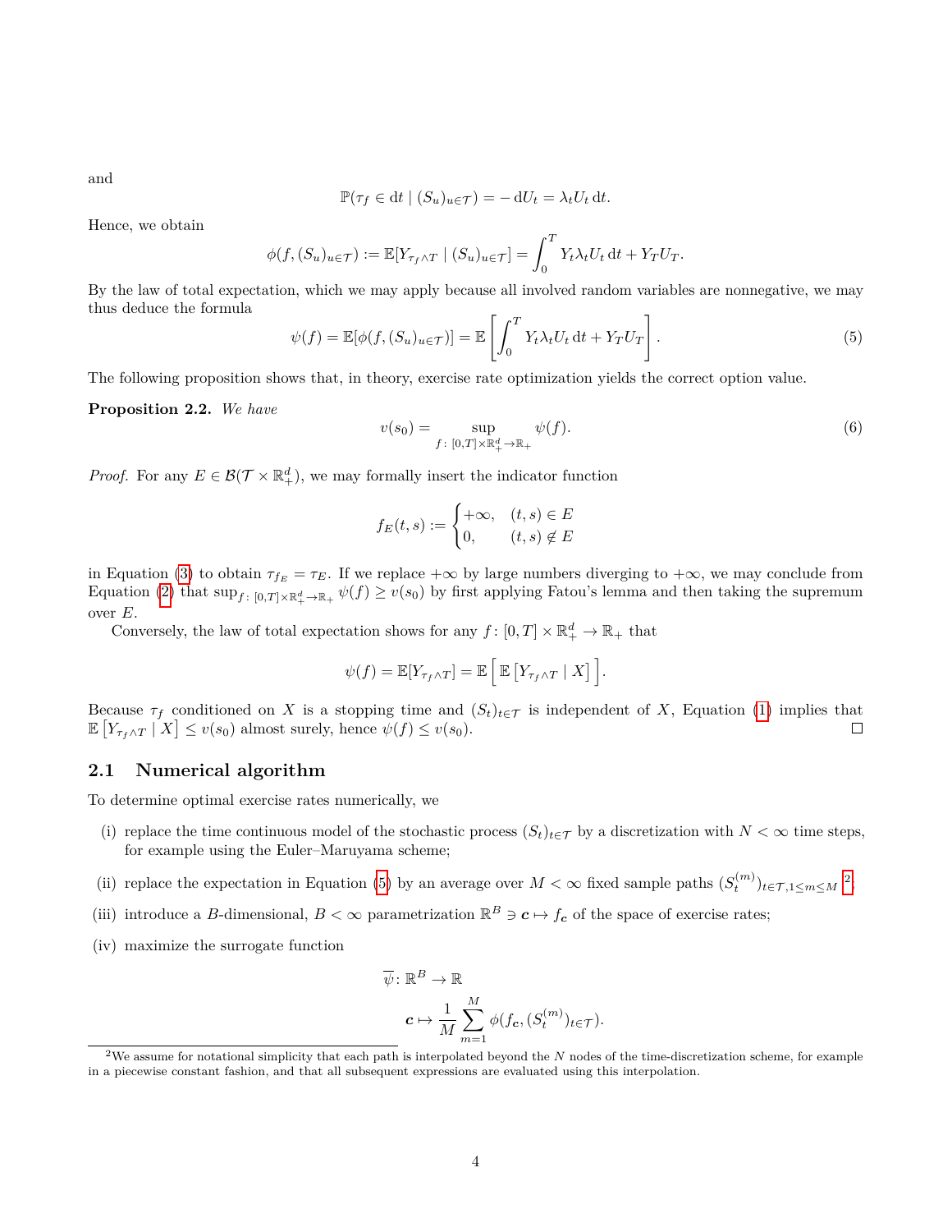and

$$\mathbb{P}(\tau_f \in \mathrm{d}t \mid (S_u)_{u\in\mathcal{T}}) = -\,\mathrm{d}U_t = \lambda_t U_t \,\mathrm{d}t.$$

Hence, we obtain

$$\phi(f, (S_u)_{u\in\mathcal{T}}) := \mathbb{E}[Y_{\tau_f \wedge T} \mid (S_u)_{u\in\mathcal{T}}] = \int_0^T Y_t \lambda_t U_t \,\mathrm{d}t + Y_T U_T.$$

By the law of total expectation, which we may apply because all involved random variables are nonnegative, we may thus deduce the formula

$$\psi(f) = \mathbb{E}[\phi(f, (S_u)_{u\in\mathcal{T}})] = \mathbb{E}\left[\int_0^T Y_t \lambda_t U_t \,\mathrm{d}t + Y_T U_T\right]. \tag{5}$$

The following proposition shows that, in theory, exercise rate optimization yields the correct option value.

**Proposition 2.2.** *We have*

$$v(s_0) = \sup_{f\colon [0,T]\times\mathbb{R}_+^d \to \mathbb{R}_+} \psi(f). \tag{6}$$

*Proof.* For any $E \in \mathcal{B}(\mathcal{T} \times \mathbb{R}_+^d)$, we may formally insert the indicator function

$$f_E(t,s) := \begin{cases} +\infty, & (t,s) \in E \\ 0, & (t,s) \notin E \end{cases}$$

in Equation (3) to obtain $\tau_{f_E} = \tau_E$. If we replace $+\infty$ by large numbers diverging to $+\infty$, we may conclude from Equation (2) that $\sup_{f\colon [0,T]\times\mathbb{R}_+^d \to \mathbb{R}_+} \psi(f) \geq v(s_0)$ by first applying Fatou's lemma and then taking the supremum over $E$.

Conversely, the law of total expectation shows for any $f\colon [0,T]\times\mathbb{R}_+^d \to \mathbb{R}_+$ that

$$\psi(f) = \mathbb{E}[Y_{\tau_f \wedge T}] = \mathbb{E}\Big[\,\mathbb{E}\left[Y_{\tau_f\wedge T} \mid X\right]\Big].$$

Because $\tau_f$ conditioned on $X$ is a stopping time and $(S_t)_{t\in\mathcal{T}}$ is independent of $X$, Equation (1) implies that $\mathbb{E}\left[Y_{\tau_f\wedge T} \mid X\right] \leq v(s_0)$ almost surely, hence $\psi(f) \leq v(s_0)$. □

## 2.1 Numerical algorithm

To determine optimal exercise rates numerically, we

(i) replace the time continuous model of the stochastic process $(S_t)_{t\in\mathcal{T}}$ by a discretization with $N < \infty$ time steps, for example using the Euler–Maruyama scheme;

(ii) replace the expectation in Equation (5) by an average over $M < \infty$ fixed sample paths $(S_t^{(m)})_{t\in\mathcal{T},1\leq m\leq M}$ [2];

(iii) introduce a $B$-dimensional, $B < \infty$ parametrization $\mathbb{R}^B \ni \boldsymbol{c} \mapsto f_{\boldsymbol{c}}$ of the space of exercise rates;

(iv) maximize the surrogate function

$$\begin{aligned} \overline{\psi}\colon \mathbb{R}^B &\to \mathbb{R} \\ \boldsymbol{c} &\mapsto \frac{1}{M}\sum_{m=1}^{M} \phi(f_{\boldsymbol{c}}, (S_t^{(m)})_{t\in\mathcal{T}}). \end{aligned}$$

[2] We assume for notational simplicity that each path is interpolated beyond the $N$ nodes of the time-discretization scheme, for example in a piecewise constant fashion, and that all subsequent expressions are evaluated using this interpolation.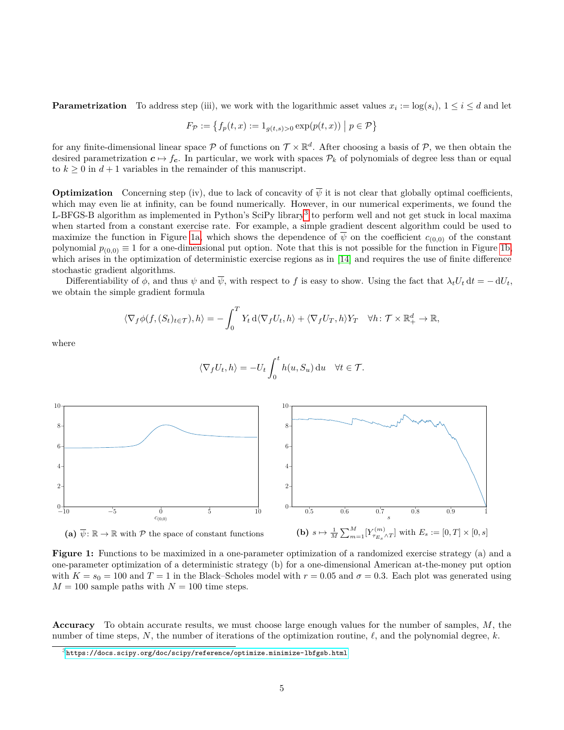**Parametrization** To address step (iii), we work with the logarithmic asset values $x_i := \log(s_i)$, $1 \leq i \leq d$ and let

$$F_{\mathcal{P}} := \left\{ f_p(t,x) := 1_{g(t,s)>0} \exp(p(t,x)) \;\middle|\; p \in \mathcal{P} \right\}$$

for any finite-dimensional linear space $\mathcal{P}$ of functions on $\mathcal{T} \times \mathbb{R}^d$. After choosing a basis of $\mathcal{P}$, we then obtain the desired parametrization $\boldsymbol{c} \mapsto f_{\boldsymbol{c}}$. In particular, we work with spaces $\mathcal{P}_k$ of polynomials of degree less than or equal to $k \geq 0$ in $d+1$ variables in the remainder of this manuscript.

**Optimization** Concerning step (iv), due to lack of concavity of $\overline{\psi}$ it is not clear that globally optimal coefficients, which may even lie at infinity, can be found numerically. However, in our numerical experiments, we found the L-BFGS-B algorithm as implemented in Python's SciPy library[3] to perform well and not get stuck in local maxima when started from a constant exercise rate. For example, a simple gradient descent algorithm could be used to maximize the function in Figure 1a, which shows the dependence of $\overline{\psi}$ on the coefficient $c_{(0,0)}$ of the constant polynomial $p_{(0,0)} \equiv 1$ for a one-dimensional put option. Note that this is not possible for the function in Figure 1b, which arises in the optimization of deterministic exercise regions as in [14] and requires the use of finite difference stochastic gradient algorithms.

Differentiability of $\phi$, and thus $\psi$ and $\overline{\psi}$, with respect to $f$ is easy to show. Using the fact that $\lambda_t U_t \,\mathrm{d}t = -\,\mathrm{d}U_t$, we obtain the simple gradient formula

$$\langle \nabla_f \phi(f, (S_t)_{t\in\mathcal{T}}), h \rangle = -\int_0^T Y_t \,\mathrm{d}\langle \nabla_f U_t, h \rangle + \langle \nabla_f U_T, h \rangle Y_T \quad \forall h \colon \mathcal{T} \times \mathbb{R}^d_+ \to \mathbb{R},$$

where

$$\langle \nabla_f U_t, h \rangle = -U_t \int_0^t h(u, S_u)\,\mathrm{d}u \quad \forall t \in \mathcal{T}.$$

10
8
6
4
2
0
−10 −5 0 5 10
$c_{(0,0)}$

**(a)** $\overline{\psi} \colon \mathbb{R} \to \mathbb{R}$ with $\mathcal{P}$ the space of constant functions

10
8
6
4
2
0
0.5 0.6 0.7 0.8 0.9 1
$s$

**(b)** $s \mapsto \frac{1}{M}\sum_{m=1}^{M} [Y^{(m)}_{\tau_{E_s} \wedge T}]$ with $E_s := [0,T] \times [0,s]$

**Figure 1:** Functions to be maximized in a one-parameter optimization of a randomized exercise strategy (a) and a one-parameter optimization of a deterministic strategy (b) for a one-dimensional American at-the-money put option with $K = s_0 = 100$ and $T = 1$ in the Black–Scholes model with $r = 0.05$ and $\sigma = 0.3$. Each plot was generated using $M = 100$ sample paths with $N = 100$ time steps.

**Accuracy** To obtain accurate results, we must choose large enough values for the number of samples, $M$, the number of time steps, $N$, the number of iterations of the optimization routine, $\ell$, and the polynomial degree, $k$.

[3] https://docs.scipy.org/doc/scipy/reference/optimize.minimize-lbfgsb.html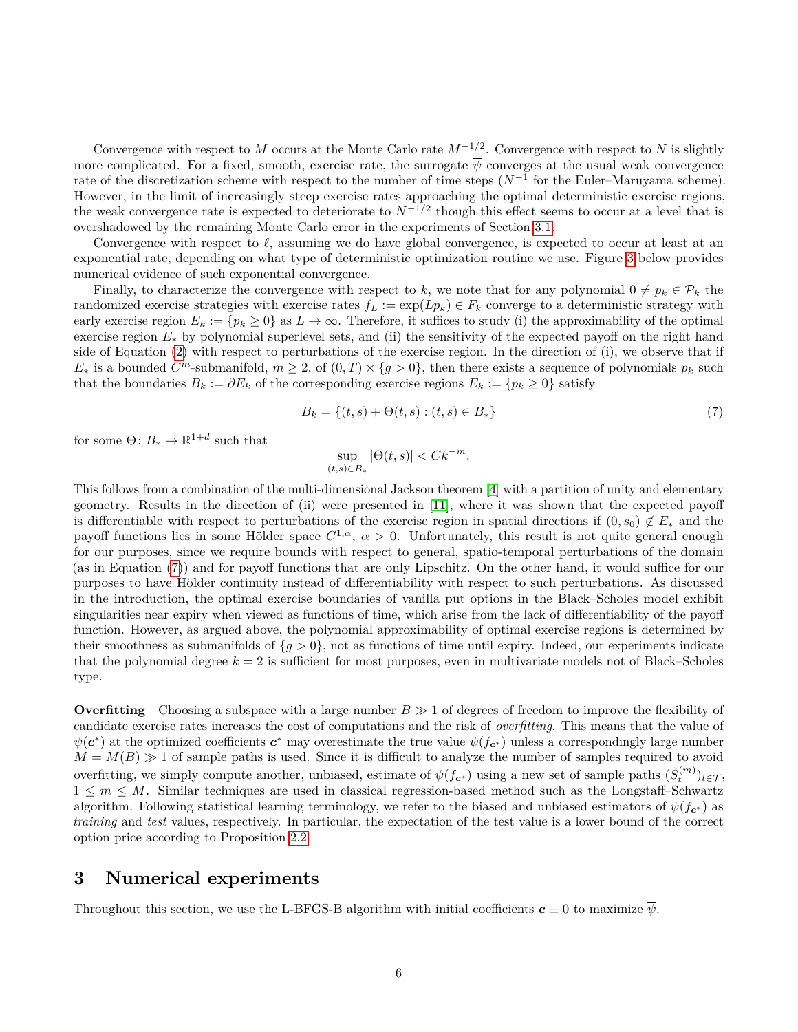Convergence with respect to $M$ occurs at the Monte Carlo rate $M^{-1/2}$. Convergence with respect to $N$ is slightly more complicated. For a fixed, smooth, exercise rate, the surrogate $\overline{\psi}$ converges at the usual weak convergence rate of the discretization scheme with respect to the number of time steps ($N^{-1}$ for the Euler–Maruyama scheme). However, in the limit of increasingly steep exercise rates approaching the optimal deterministic exercise regions, the weak convergence rate is expected to deteriorate to $N^{-1/2}$ though this effect seems to occur at a level that is overshadowed by the remaining Monte Carlo error in the experiments of Section 3.1.

Convergence with respect to $\ell$, assuming we do have global convergence, is expected to occur at least at an exponential rate, depending on what type of deterministic optimization routine we use. Figure 3 below provides numerical evidence of such exponential convergence.

Finally, to characterize the convergence with respect to $k$, we note that for any polynomial $0 \neq p_k \in \mathcal{P}_k$ the randomized exercise strategies with exercise rates $f_L := \exp(Lp_k) \in F_k$ converge to a deterministic strategy with early exercise region $E_k := \{p_k \geq 0\}$ as $L \to \infty$. Therefore, it suffices to study (i) the approximability of the optimal exercise region $E_*$ by polynomial superlevel sets, and (ii) the sensitivity of the expected payoff on the right hand side of Equation (2) with respect to perturbations of the exercise region. In the direction of (i), we observe that if $E_*$ is a bounded $C^m$-submanifold, $m \geq 2$, of $(0,T) \times \{g > 0\}$, then there exists a sequence of polynomials $p_k$ such that the boundaries $B_k := \partial E_k$ of the corresponding exercise regions $E_k := \{p_k \geq 0\}$ satisfy

$$B_k = \{(t,s) + \Theta(t,s) : (t,s) \in B_*\} \tag{7}$$

for some $\Theta \colon B_* \to \mathbb{R}^{1+d}$ such that

$$\sup_{(t,s)\in B_*} |\Theta(t,s)| < Ck^{-m}.$$

This follows from a combination of the multi-dimensional Jackson theorem [4] with a partition of unity and elementary geometry. Results in the direction of (ii) were presented in [11], where it was shown that the expected payoff is differentiable with respect to perturbations of the exercise region in spatial directions if $(0, s_0) \notin E_*$ and the payoff functions lies in some Hölder space $C^{1,\alpha}$, $\alpha > 0$. Unfortunately, this result is not quite general enough for our purposes, since we require bounds with respect to general, spatio-temporal perturbations of the domain (as in Equation (7)) and for payoff functions that are only Lipschitz. On the other hand, it would suffice for our purposes to have Hölder continuity instead of differentiability with respect to such perturbations. As discussed in the introduction, the optimal exercise boundaries of vanilla put options in the Black–Scholes model exhibit singularities near expiry when viewed as functions of time, which arise from the lack of differentiability of the payoff function. However, as argued above, the polynomial approximability of optimal exercise regions is determined by their smoothness as submanifolds of $\{g > 0\}$, not as functions of time until expiry. Indeed, our experiments indicate that the polynomial degree $k = 2$ is sufficient for most purposes, even in multivariate models not of Black–Scholes type.

**Overfitting** Choosing a subspace with a large number $B \gg 1$ of degrees of freedom to improve the flexibility of candidate exercise rates increases the cost of computations and the risk of *overfitting*. This means that the value of $\overline{\psi}(\boldsymbol{c}^*)$ at the optimized coefficients $\boldsymbol{c}^*$ may overestimate the true value $\psi(f_{\boldsymbol{c}^*})$ unless a correspondingly large number $M = M(B) \gg 1$ of sample paths is used. Since it is difficult to analyze the number of samples required to avoid overfitting, we simply compute another, unbiased, estimate of $\psi(f_{\boldsymbol{c}^*})$ using a new set of sample paths $(\tilde{S}_t^{(m)})_{t\in\mathcal{T}}$, $1 \leq m \leq M$. Similar techniques are used in classical regression-based method such as the Longstaff–Schwartz algorithm. Following statistical learning terminology, we refer to the biased and unbiased estimators of $\psi(f_{\boldsymbol{c}^*})$ as *training* and *test* values, respectively. In particular, the expectation of the test value is a lower bound of the correct option price according to Proposition 2.2.

## 3 Numerical experiments

Throughout this section, we use the L-BFGS-B algorithm with initial coefficients $\boldsymbol{c} \equiv 0$ to maximize $\overline{\psi}$.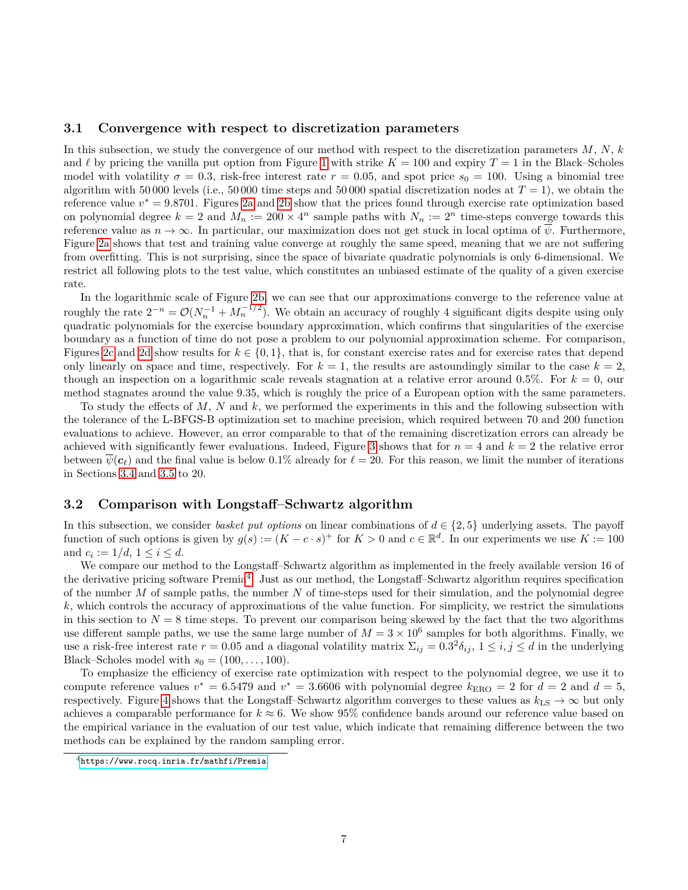### 3.1 Convergence with respect to discretization parameters

In this subsection, we study the convergence of our method with respect to the discretization parameters $M$, $N$, $k$ and $\ell$ by pricing the vanilla put option from Figure 1 with strike $K = 100$ and expiry $T = 1$ in the Black–Scholes model with volatility $\sigma = 0.3$, risk-free interest rate $r = 0.05$, and spot price $s_0 = 100$. Using a binomial tree algorithm with 50 000 levels (i.e., 50 000 time steps and 50 000 spatial discretization nodes at $T = 1$), we obtain the reference value $v^* = 9.8701$. Figures 2a and 2b show that the prices found through exercise rate optimization based on polynomial degree $k = 2$ and $M_n := 200 \times 4^n$ sample paths with $N_n := 2^n$ time-steps converge towards this reference value as $n \to \infty$. In particular, our maximization does not get stuck in local optima of $\overline{\psi}$. Furthermore, Figure 2a shows that test and training value converge at roughly the same speed, meaning that we are not suffering from overfitting. This is not surprising, since the space of bivariate quadratic polynomials is only 6-dimensional. We restrict all following plots to the test value, which constitutes an unbiased estimate of the quality of a given exercise rate.

In the logarithmic scale of Figure 2b, we can see that our approximations converge to the reference value at roughly the rate $2^{-n} = \mathcal{O}(N_n^{-1} + M_n^{-1/2})$. We obtain an accuracy of roughly 4 significant digits despite using only quadratic polynomials for the exercise boundary approximation, which confirms that singularities of the exercise boundary as a function of time do not pose a problem to our polynomial approximation scheme. For comparison, Figures 2c and 2d show results for $k \in \{0, 1\}$, that is, for constant exercise rates and for exercise rates that depend only linearly on space and time, respectively. For $k = 1$, the results are astoundingly similar to the case $k = 2$, though an inspection on a logarithmic scale reveals stagnation at a relative error around 0.5%. For $k = 0$, our method stagnates around the value 9.35, which is roughly the price of a European option with the same parameters.

To study the effects of $M$, $N$ and $k$, we performed the experiments in this and the following subsection with the tolerance of the L-BFGS-B optimization set to machine precision, which required between 70 and 200 function evaluations to achieve. However, an error comparable to that of the remaining discretization errors can already be achieved with significantly fewer evaluations. Indeed, Figure 3 shows that for $n = 4$ and $k = 2$ the relative error between $\overline{\psi}(\boldsymbol{c}_\ell)$ and the final value is below 0.1% already for $\ell = 20$. For this reason, we limit the number of iterations in Sections 3.4 and 3.5 to 20.

### 3.2 Comparison with Longstaff–Schwartz algorithm

In this subsection, we consider *basket put options* on linear combinations of $d \in \{2, 5\}$ underlying assets. The payoff function of such options is given by $g(s) := (K - c \cdot s)^+$ for $K > 0$ and $c \in \mathbb{R}^d$. In our experiments we use $K := 100$ and $c_i := 1/d$, $1 \leq i \leq d$.

We compare our method to the Longstaff–Schwartz algorithm as implemented in the freely available version 16 of the derivative pricing software Premia[4]. Just as our method, the Longstaff–Schwartz algorithm requires specification of the number $M$ of sample paths, the number $N$ of time-steps used for their simulation, and the polynomial degree $k$, which controls the accuracy of approximations of the value function. For simplicity, we restrict the simulations in this section to $N = 8$ time steps. To prevent our comparison being skewed by the fact that the two algorithms use different sample paths, we use the same large number of $M = 3 \times 10^6$ samples for both algorithms. Finally, we use a risk-free interest rate $r = 0.05$ and a diagonal volatility matrix $\Sigma_{ij} = 0.3^2\delta_{ij}$, $1 \leq i, j \leq d$ in the underlying Black–Scholes model with $s_0 = (100, \dots, 100)$.

To emphasize the efficiency of exercise rate optimization with respect to the polynomial degree, we use it to compute reference values $v^* = 6.5479$ and $v^* = 3.6606$ with polynomial degree $k_{\mathrm{ERO}} = 2$ for $d = 2$ and $d = 5$, respectively. Figure 4 shows that the Longstaff–Schwartz algorithm converges to these values as $k_{\mathrm{LS}} \to \infty$ but only achieves a comparable performance for $k \approx 6$. We show 95% confidence bands around our reference value based on the empirical variance in the evaluation of our test value, which indicate that remaining difference between the two methods can be explained by the random sampling error.

[4] https://www.rocq.inria.fr/mathfi/Premia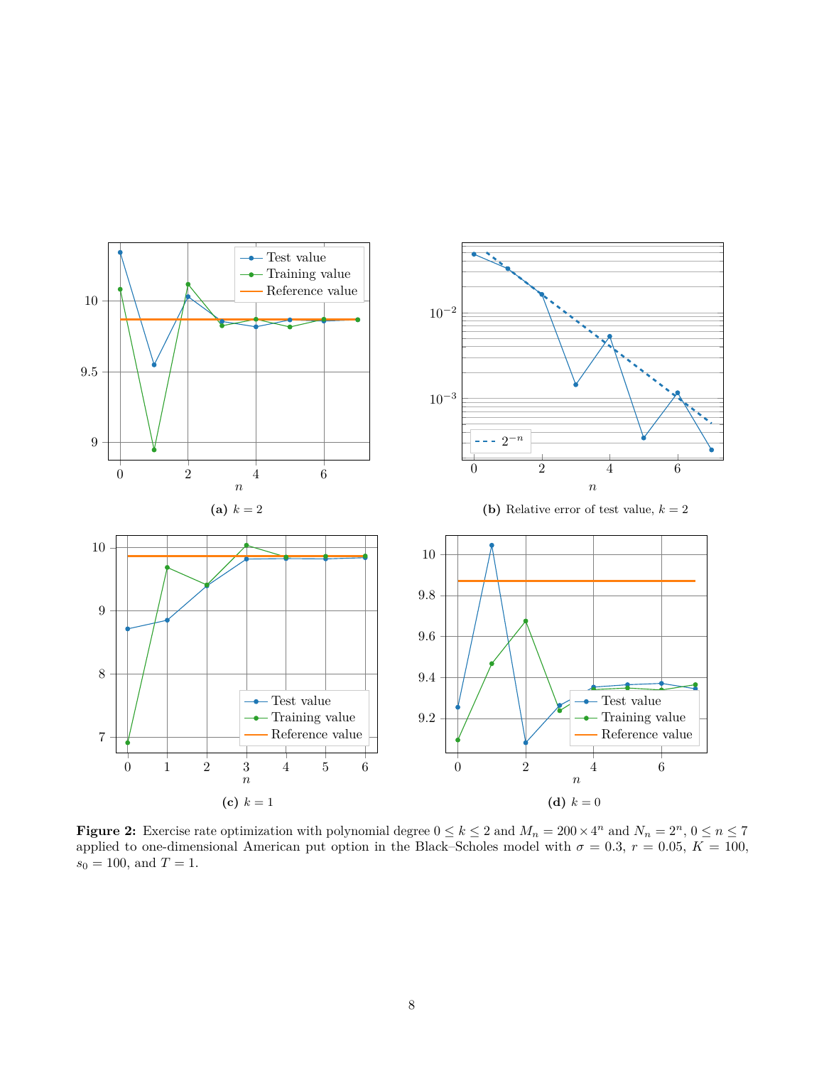Test value
Training value
Reference value

10
9.5
9
0
2
4
6
$n$

**(a)** $k = 2$

$2^{-n}$

$10^{-2}$
$10^{-3}$
0
2
4
6
$n$

**(b)** Relative error of test value, $k = 2$

10
9
8
7
0
1
2
3
4
5
6
$n$

Test value
Training value
Reference value

**(c)** $k = 1$

10
9.8
9.6
9.4
9.2
0
2
4
6
$n$

Test value
Training value
Reference value

**(d)** $k = 0$

**Figure 2:** Exercise rate optimization with polynomial degree $0 \le k \le 2$ and $M_n = 200 \times 4^n$ and $N_n = 2^n$, $0 \le n \le 7$ applied to one-dimensional American put option in the Black–Scholes model with $\sigma = 0.3$, $r = 0.05$, $K = 100$, $s_0 = 100$, and $T = 1$.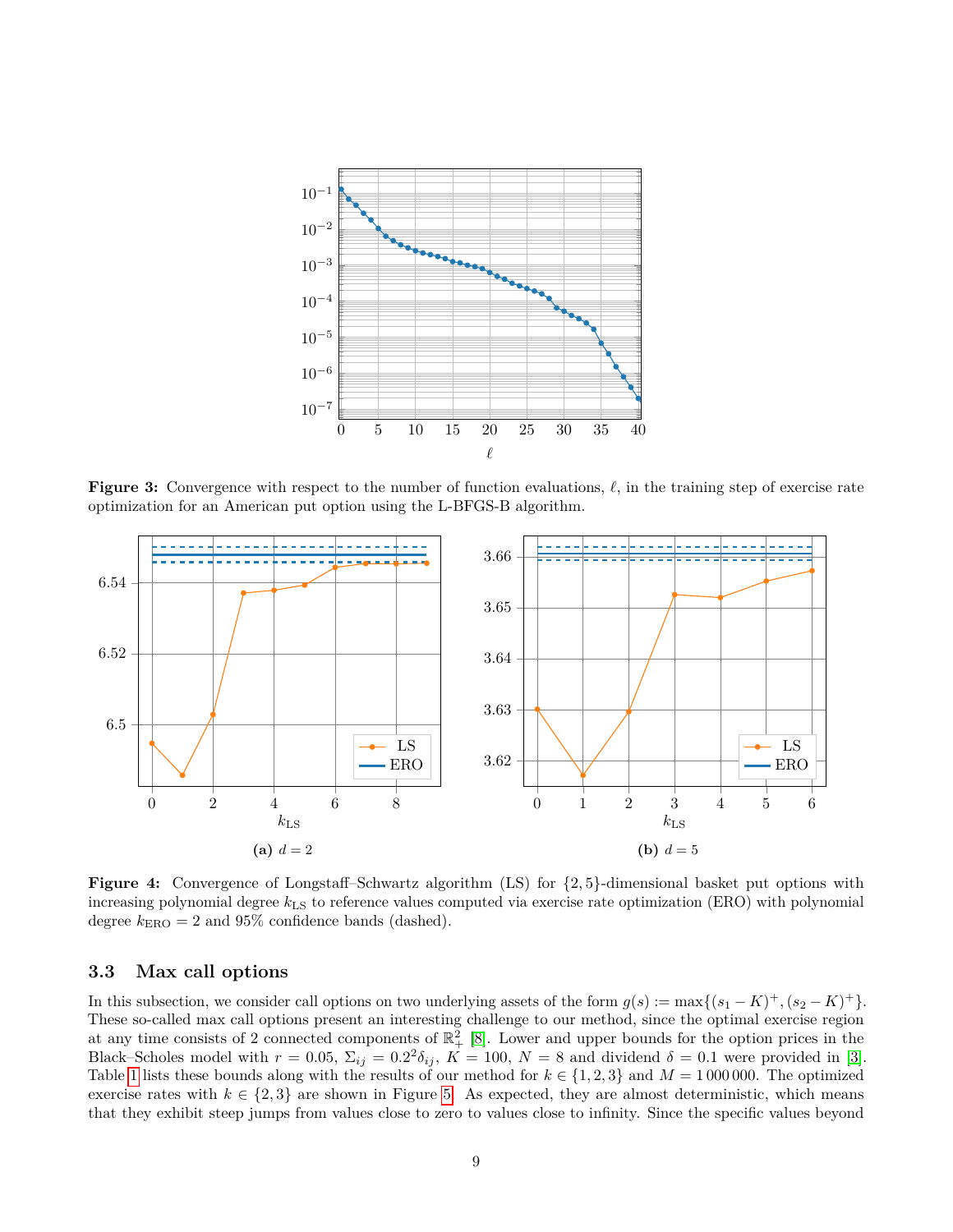$10^{-1}$
$10^{-2}$
$10^{-3}$
$10^{-4}$
$10^{-5}$
$10^{-6}$
$10^{-7}$
0 5 10 15 20 25 30 35 40
$\ell$

**Figure 3:** Convergence with respect to the number of function evaluations, $\ell$, in the training step of exercise rate optimization for an American put option using the L-BFGS-B algorithm.

6.54
6.52
6.5
0 2 4 6 8
$k_{\text{LS}}$
LS
ERO

**(a)** $d = 2$

3.66
3.65
3.64
3.63
3.62
0 1 2 3 4 5 6
$k_{\text{LS}}$
LS
ERO

**(b)** $d = 5$

**Figure 4:** Convergence of Longstaff–Schwartz algorithm (LS) for $\{2, 5\}$-dimensional basket put options with increasing polynomial degree $k_{\text{LS}}$ to reference values computed via exercise rate optimization (ERO) with polynomial degree $k_{\text{ERO}} = 2$ and 95% confidence bands (dashed).

### 3.3 Max call options

In this subsection, we consider call options on two underlying assets of the form $g(s) := \max\{(s_1 - K)^+, (s_2 - K)^+\}$. These so-called max call options present an interesting challenge to our method, since the optimal exercise region at any time consists of 2 connected components of $\mathbb{R}_+^2$ [8]. Lower and upper bounds for the option prices in the Black–Scholes model with $r = 0.05$, $\Sigma_{ij} = 0.2^2\delta_{ij}$, $K = 100$, $N = 8$ and dividend $\delta = 0.1$ were provided in [3]. Table 1 lists these bounds along with the results of our method for $k \in \{1, 2, 3\}$ and $M = 1\,000\,000$. The optimized exercise rates with $k \in \{2, 3\}$ are shown in Figure 5. As expected, they are almost deterministic, which means that they exhibit steep jumps from values close to zero to values close to infinity. Since the specific values beyond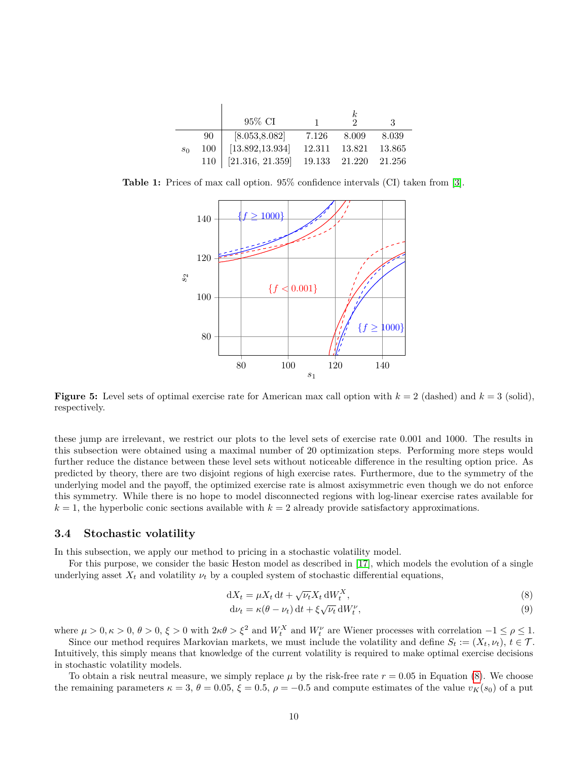| | | 95% CI | $k$ = 1 | $k$ = 2 | $k$ = 3 |
|---|---|---|---|---|---|
| $s_0$ | 90 | [8.053,8.082] | 7.126 | 8.009 | 8.039 |
| | 100 | [13.892,13.934] | 12.311 | 13.821 | 13.865 |
| | 110 | [21.316, 21.359] | 19.133 | 21.220 | 21.256 |

**Table 1:** Prices of max call option. 95% confidence intervals (CI) taken from [3].

$\{f \geq 1000\}$

$\{f < 0.001\}$

$\{f \geq 1000\}$

140
120
100
80
$s_2$

80 100 120 140
$s_1$

**Figure 5:** Level sets of optimal exercise rate for American max call option with $k = 2$ (dashed) and $k = 3$ (solid), respectively.

these jump are irrelevant, we restrict our plots to the level sets of exercise rate 0.001 and 1000. The results in this subsection were obtained using a maximal number of 20 optimization steps. Performing more steps would further reduce the distance between these level sets without noticeable difference in the resulting option price. As predicted by theory, there are two disjoint regions of high exercise rates. Furthermore, due to the symmetry of the underlying model and the payoff, the optimized exercise rate is almost axisymmetric even though we do not enforce this symmetry. While there is no hope to model disconnected regions with log-linear exercise rates available for $k = 1$, the hyperbolic conic sections available with $k = 2$ already provide satisfactory approximations.

### 3.4 Stochastic volatility

In this subsection, we apply our method to pricing in a stochastic volatility model.

For this purpose, we consider the basic Heston model as described in [17], which models the evolution of a single underlying asset $X_t$ and volatility $\nu_t$ by a coupled system of stochastic differential equations,

$$\mathrm{d}X_t = \mu X_t \,\mathrm{d}t + \sqrt{\nu_t} X_t \,\mathrm{d}W_t^X, \tag{8}$$

$$\mathrm{d}\nu_t = \kappa(\theta - \nu_t)\,\mathrm{d}t + \xi\sqrt{\nu_t}\,\mathrm{d}W_t^\nu, \tag{9}$$

where $\mu > 0, \kappa > 0,\, \theta > 0,\, \xi > 0$ with $2\kappa\theta > \xi^2$ and $W_t^X$ and $W_t^\nu$ are Wiener processes with correlation $-1 \leq \rho \leq 1$.

Since our method requires Markovian markets, we must include the volatility and define $S_t := (X_t, \nu_t)$, $t \in \mathcal{T}$. Intuitively, this simply means that knowledge of the current volatility is required to make optimal exercise decisions in stochastic volatility models.

To obtain a risk neutral measure, we simply replace $\mu$ by the risk-free rate $r = 0.05$ in Equation (8). We choose the remaining parameters $\kappa = 3$, $\theta = 0.05$, $\xi = 0.5$, $\rho = -0.5$ and compute estimates of the value $v_K(s_0)$ of a put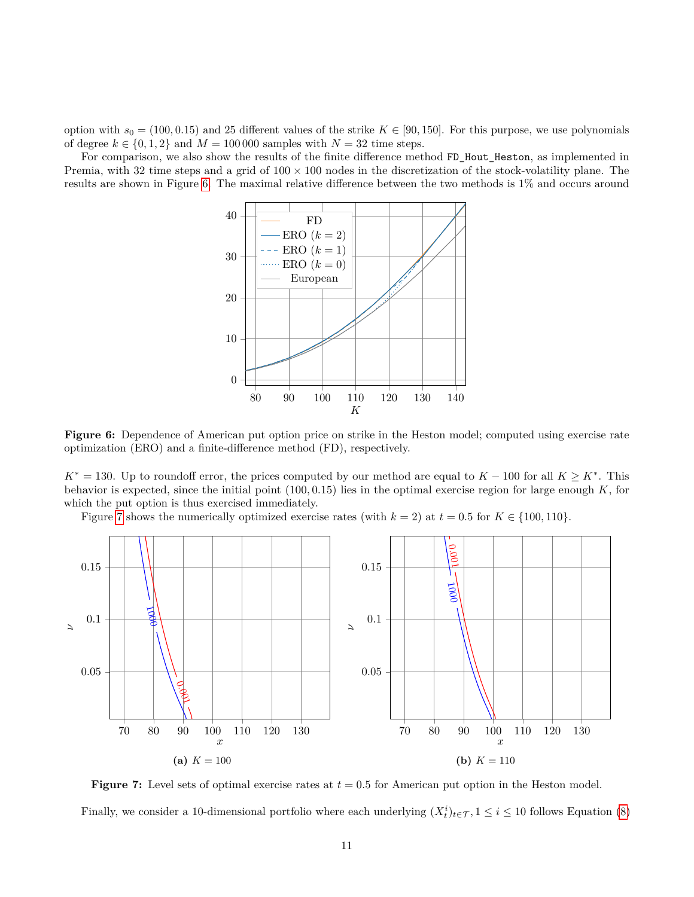option with $s_0 = (100, 0.15)$ and 25 different values of the strike $K \in [90, 150]$. For this purpose, we use polynomials of degree $k \in \{0, 1, 2\}$ and $M = 100\,000$ samples with $N = 32$ time steps.

For comparison, we also show the results of the finite difference method `FD_Hout_Heston`, as implemented in Premia, with 32 time steps and a grid of $100 \times 100$ nodes in the discretization of the stock-volatility plane. The results are shown in Figure 6. The maximal relative difference between the two methods is 1% and occurs around

FD
ERO ($k = 2$)
ERO ($k = 1$)
ERO ($k = 0$)
European

0
10
20
30
40

80 90 100 110 120 130 140
$K$

**Figure 6:** Dependence of American put option price on strike in the Heston model; computed using exercise rate optimization (ERO) and a finite-difference method (FD), respectively.

$K^* = 130$. Up to roundoff error, the prices computed by our method are equal to $K - 100$ for all $K \geq K^*$. This behavior is expected, since the initial point $(100, 0.15)$ lies in the optimal exercise region for large enough $K$, for which the put option is thus exercised immediately.

Figure 7 shows the numerically optimized exercise rates (with $k = 2$) at $t = 0.5$ for $K \in \{100, 110\}$.

(a)

$\nu$
0.05
0.1
0.15

1000
0.001

70 80 90 100 110 120 130
$x$

**(a)** $K = 100$

(b)

$\nu$
0.05
0.1
0.15

0.001
1000

70 80 90 100 110 120 130
$x$

**(b)** $K = 110$

**Figure 7:** Level sets of optimal exercise rates at $t = 0.5$ for American put option in the Heston model.

Finally, we consider a 10-dimensional portfolio where each underlying $(X_t^i)_{t \in \mathcal{T}}, 1 \leq i \leq 10$ follows Equation (8)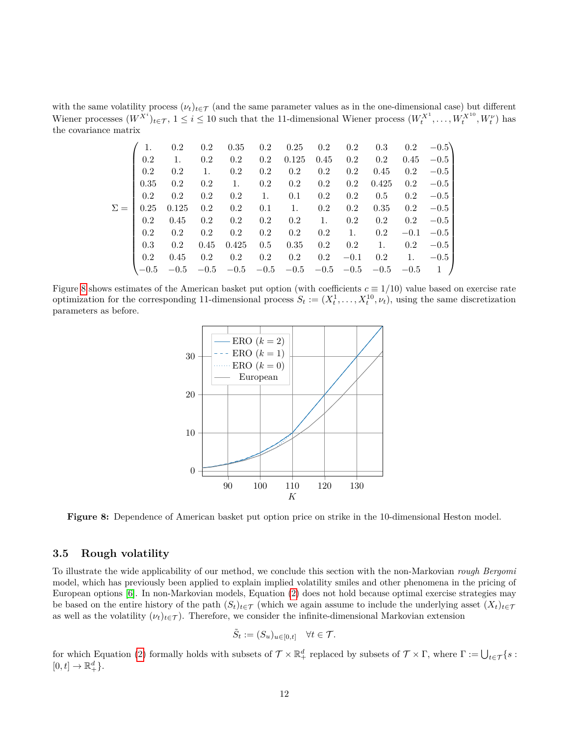with the same volatility process $(\nu_t)_{t\in\mathcal{T}}$ (and the same parameter values as in the one-dimensional case) but different Wiener processes $(W^{X^i})_{t\in\mathcal{T}}$, $1 \le i \le 10$ such that the 11-dimensional Wiener process $(W_t^{X^1}, \dots, W_t^{X^{10}}, W_t^{\nu})$ has the covariance matrix

$$\Sigma = \begin{pmatrix} 1. & 0.2 & 0.2 & 0.35 & 0.2 & 0.25 & 0.2 & 0.2 & 0.3 & 0.2 & -0.5 \\ 0.2 & 1. & 0.2 & 0.2 & 0.2 & 0.125 & 0.45 & 0.2 & 0.2 & 0.45 & -0.5 \\ 0.2 & 0.2 & 1. & 0.2 & 0.2 & 0.2 & 0.2 & 0.2 & 0.45 & 0.2 & -0.5 \\ 0.35 & 0.2 & 0.2 & 1. & 0.2 & 0.2 & 0.2 & 0.2 & 0.425 & 0.2 & -0.5 \\ 0.2 & 0.2 & 0.2 & 0.2 & 1. & 0.1 & 0.2 & 0.2 & 0.5 & 0.2 & -0.5 \\ 0.25 & 0.125 & 0.2 & 0.2 & 0.1 & 1. & 0.2 & 0.2 & 0.35 & 0.2 & -0.5 \\ 0.2 & 0.45 & 0.2 & 0.2 & 0.2 & 0.2 & 1. & 0.2 & 0.2 & 0.2 & -0.5 \\ 0.2 & 0.2 & 0.2 & 0.2 & 0.2 & 0.2 & 0.2 & 1. & 0.2 & -0.1 & -0.5 \\ 0.3 & 0.2 & 0.45 & 0.425 & 0.5 & 0.35 & 0.2 & 0.2 & 1. & 0.2 & -0.5 \\ 0.2 & 0.45 & 0.2 & 0.2 & 0.2 & 0.2 & 0.2 & -0.1 & 0.2 & 1. & -0.5 \\ -0.5 & -0.5 & -0.5 & -0.5 & -0.5 & -0.5 & -0.5 & -0.5 & -0.5 & -0.5 & 1 \end{pmatrix}$$

Figure 8 shows estimates of the American basket put option (with coefficients $c \equiv 1/10$) value based on exercise rate optimization for the corresponding 11-dimensional process $S_t := (X_t^1, \dots, X_t^{10}, \nu_t)$, using the same discretization parameters as before.

ERO ($k = 2$)
ERO ($k = 1$)
ERO ($k = 0$)
European

0
10
20
30

90
100
110
120
130

$K$

**Figure 8:** Dependence of American basket put option price on strike in the 10-dimensional Heston model.

### 3.5 Rough volatility

To illustrate the wide applicability of our method, we conclude this section with the non-Markovian *rough Bergomi* model, which has previously been applied to explain implied volatility smiles and other phenomena in the pricing of European options [6]. In non-Markovian models, Equation (2) does not hold because optimal exercise strategies may be based on the entire history of the path $(S_t)_{t\in\mathcal{T}}$ (which we again assume to include the underlying asset $(X_t)_{t\in\mathcal{T}}$ as well as the volatility $(\nu_t)_{t\in\mathcal{T}}$). Therefore, we consider the infinite-dimensional Markovian extension

$$\tilde{S}_t := (S_u)_{u\in[0,t]} \quad \forall t \in \mathcal{T}.$$

for which Equation (2) formally holds with subsets of $\mathcal{T} \times \mathbb{R}_+^d$ replaced by subsets of $\mathcal{T} \times \Gamma$, where $\Gamma := \bigcup_{t\in\mathcal{T}} \{s : [0, t] \to \mathbb{R}_+^d\}$.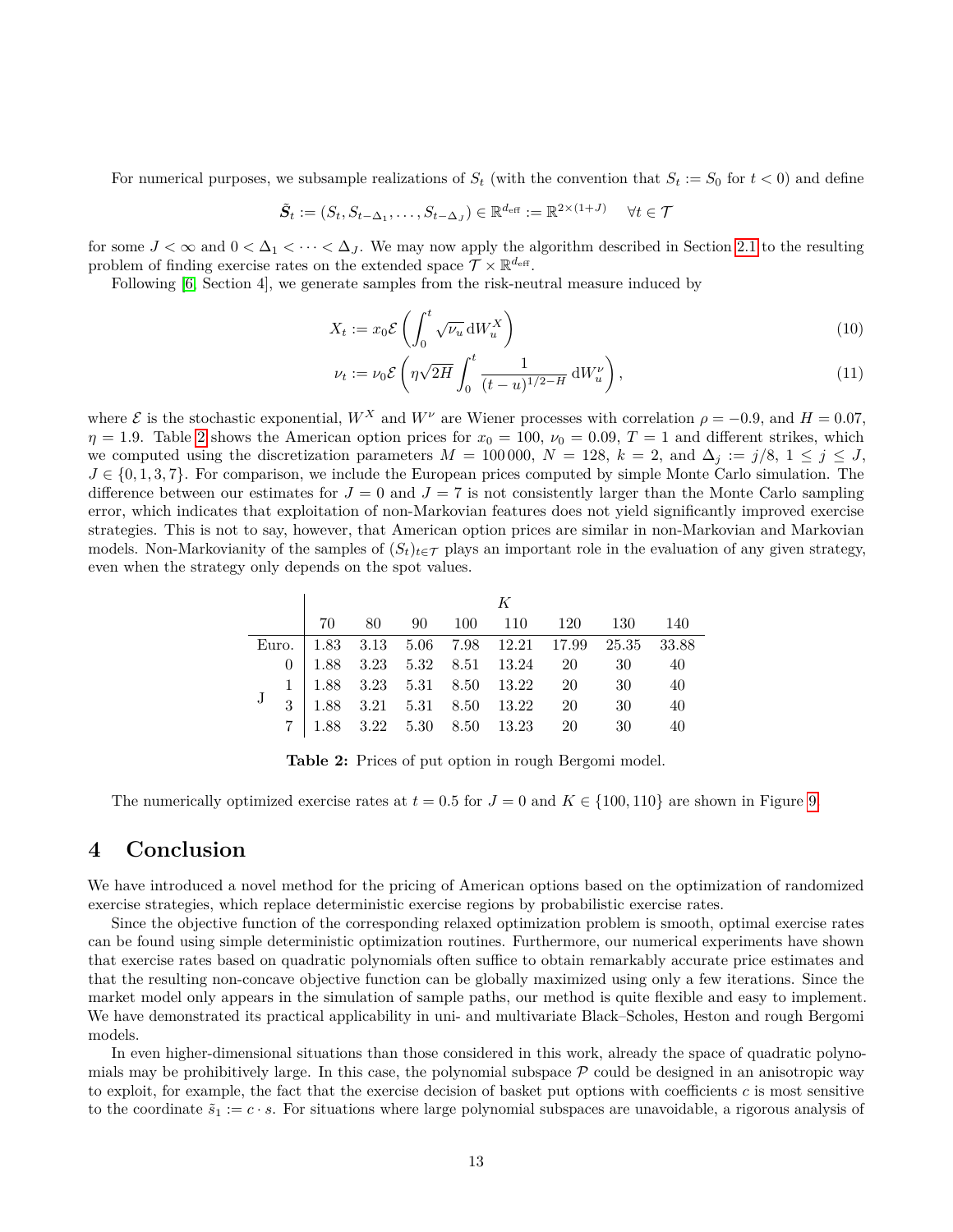For numerical purposes, we subsample realizations of $S_t$ (with the convention that $S_t := S_0$ for $t < 0$) and define

$$\tilde{\boldsymbol{S}}_t := (S_t, S_{t-\Delta_1}, \dots, S_{t-\Delta_J}) \in \mathbb{R}^{d_{\text{eff}}} := \mathbb{R}^{2\times(1+J)} \quad \forall t \in \mathcal{T}$$

for some $J < \infty$ and $0 < \Delta_1 < \dots < \Delta_J$. We may now apply the algorithm described in Section 2.1 to the resulting problem of finding exercise rates on the extended space $\mathcal{T} \times \mathbb{R}^{d_{\text{eff}}}$.

Following [6, Section 4], we generate samples from the risk-neutral measure induced by

$$X_t := x_0 \mathcal{E}\left(\int_0^t \sqrt{\nu_u}\, \mathrm{d}W_u^X\right) \tag{10}$$

$$\nu_t := \nu_0 \mathcal{E}\left(\eta\sqrt{2H}\int_0^t \frac{1}{(t-u)^{1/2-H}}\, \mathrm{d}W_u^\nu\right), \tag{11}$$

where $\mathcal{E}$ is the stochastic exponential, $W^X$ and $W^\nu$ are Wiener processes with correlation $\rho = -0.9$, and $H = 0.07$, $\eta = 1.9$. Table 2 shows the American option prices for $x_0 = 100$, $\nu_0 = 0.09$, $T = 1$ and different strikes, which we computed using the discretization parameters $M = 100\,000$, $N = 128$, $k = 2$, and $\Delta_j := j/8$, $1 \leq j \leq J$, $J \in \{0, 1, 3, 7\}$. For comparison, we include the European prices computed by simple Monte Carlo simulation. The difference between our estimates for $J = 0$ and $J = 7$ is not consistently larger than the Monte Carlo sampling error, which indicates that exploitation of non-Markovian features does not yield significantly improved exercise strategies. This is not to say, however, that American option prices are similar in non-Markovian and Markovian models. Non-Markovianity of the samples of $(S_t)_{t\in\mathcal{T}}$ plays an important role in the evaluation of any given strategy, even when the strategy only depends on the spot values.

| | | K | | | | | | | |
|---|---|---|---|---|---|---|---|---|---|
| | | 70 | 80 | 90 | 100 | 110 | 120 | 130 | 140 |
| Euro. | | 1.83 | 3.13 | 5.06 | 7.98 | 12.21 | 17.99 | 25.35 | 33.88 |
| J | 0 | 1.88 | 3.23 | 5.32 | 8.51 | 13.24 | 20 | 30 | 40 |
| | 1 | 1.88 | 3.23 | 5.31 | 8.50 | 13.22 | 20 | 30 | 40 |
| | 3 | 1.88 | 3.21 | 5.31 | 8.50 | 13.22 | 20 | 30 | 40 |
| | 7 | 1.88 | 3.22 | 5.30 | 8.50 | 13.23 | 20 | 30 | 40 |

**Table 2:** Prices of put option in rough Bergomi model.

The numerically optimized exercise rates at $t = 0.5$ for $J = 0$ and $K \in \{100, 110\}$ are shown in Figure 9.

# 4 Conclusion

We have introduced a novel method for the pricing of American options based on the optimization of randomized exercise strategies, which replace deterministic exercise regions by probabilistic exercise rates.

Since the objective function of the corresponding relaxed optimization problem is smooth, optimal exercise rates can be found using simple deterministic optimization routines. Furthermore, our numerical experiments have shown that exercise rates based on quadratic polynomials often suffice to obtain remarkably accurate price estimates and that the resulting non-concave objective function can be globally maximized using only a few iterations. Since the market model only appears in the simulation of sample paths, our method is quite flexible and easy to implement. We have demonstrated its practical applicability in uni- and multivariate Black–Scholes, Heston and rough Bergomi models.

In even higher-dimensional situations than those considered in this work, already the space of quadratic polynomials may be prohibitively large. In this case, the polynomial subspace $\mathcal{P}$ could be designed in an anisotropic way to exploit, for example, the fact that the exercise decision of basket put options with coefficients $c$ is most sensitive to the coordinate $\tilde{s}_1 := c \cdot s$. For situations where large polynomial subspaces are unavoidable, a rigorous analysis of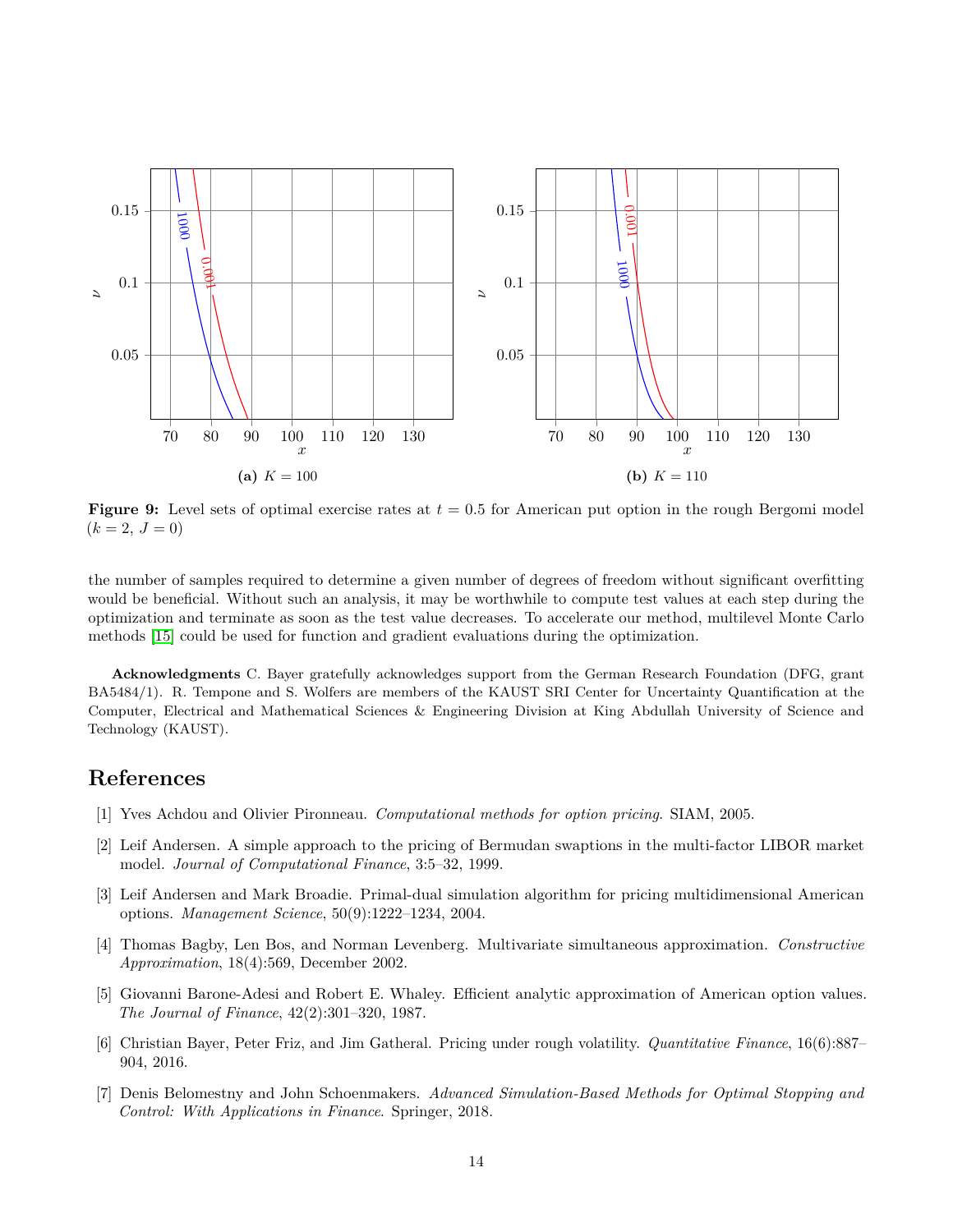0.15
0.1
0.05
$\nu$
1000
0.001
70 80 90 100 110 120 130
$x$

**(a)** $K = 100$

0.15
0.1
0.05
$\nu$
0.001
1000
70 80 90 100 110 120 130
$x$

**(b)** $K = 110$

**Figure 9:** Level sets of optimal exercise rates at $t = 0.5$ for American put option in the rough Bergomi model ($k = 2,\ J = 0$)

the number of samples required to determine a given number of degrees of freedom without significant overfitting would be beneficial. Without such an analysis, it may be worthwhile to compute test values at each step during the optimization and terminate as soon as the test value decreases. To accelerate our method, multilevel Monte Carlo methods [15] could be used for function and gradient evaluations during the optimization.

**Acknowledgments** C. Bayer gratefully acknowledges support from the German Research Foundation (DFG, grant BA5484/1). R. Tempone and S. Wolfers are members of the KAUST SRI Center for Uncertainty Quantification at the Computer, Electrical and Mathematical Sciences & Engineering Division at King Abdullah University of Science and Technology (KAUST).

# References

[1] Yves Achdou and Olivier Pironneau. *Computational methods for option pricing*. SIAM, 2005.

[2] Leif Andersen. A simple approach to the pricing of Bermudan swaptions in the multi-factor LIBOR market model. *Journal of Computational Finance*, 3:5–32, 1999.

[3] Leif Andersen and Mark Broadie. Primal-dual simulation algorithm for pricing multidimensional American options. *Management Science*, 50(9):1222–1234, 2004.

[4] Thomas Bagby, Len Bos, and Norman Levenberg. Multivariate simultaneous approximation. *Constructive Approximation*, 18(4):569, December 2002.

[5] Giovanni Barone-Adesi and Robert E. Whaley. Efficient analytic approximation of American option values. *The Journal of Finance*, 42(2):301–320, 1987.

[6] Christian Bayer, Peter Friz, and Jim Gatheral. Pricing under rough volatility. *Quantitative Finance*, 16(6):887–904, 2016.

[7] Denis Belomestny and John Schoenmakers. *Advanced Simulation-Based Methods for Optimal Stopping and Control: With Applications in Finance*. Springer, 2018.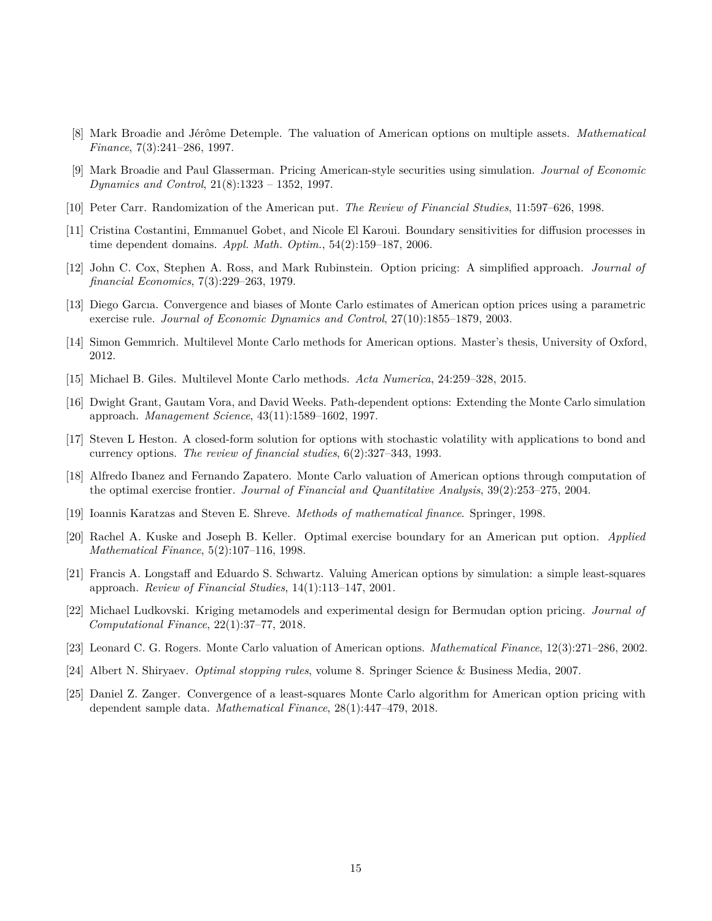[8] Mark Broadie and Jérôme Detemple. The valuation of American options on multiple assets. *Mathematical Finance*, 7(3):241–286, 1997.

[9] Mark Broadie and Paul Glasserman. Pricing American-style securities using simulation. *Journal of Economic Dynamics and Control*, 21(8):1323 – 1352, 1997.

[10] Peter Carr. Randomization of the American put. *The Review of Financial Studies*, 11:597–626, 1998.

[11] Cristina Costantini, Emmanuel Gobet, and Nicole El Karoui. Boundary sensitivities for diffusion processes in time dependent domains. *Appl. Math. Optim.*, 54(2):159–187, 2006.

[12] John C. Cox, Stephen A. Ross, and Mark Rubinstein. Option pricing: A simplified approach. *Journal of financial Economics*, 7(3):229–263, 1979.

[13] Diego Garcıa. Convergence and biases of Monte Carlo estimates of American option prices using a parametric exercise rule. *Journal of Economic Dynamics and Control*, 27(10):1855–1879, 2003.

[14] Simon Gemmrich. Multilevel Monte Carlo methods for American options. Master's thesis, University of Oxford, 2012.

[15] Michael B. Giles. Multilevel Monte Carlo methods. *Acta Numerica*, 24:259–328, 2015.

[16] Dwight Grant, Gautam Vora, and David Weeks. Path-dependent options: Extending the Monte Carlo simulation approach. *Management Science*, 43(11):1589–1602, 1997.

[17] Steven L Heston. A closed-form solution for options with stochastic volatility with applications to bond and currency options. *The review of financial studies*, 6(2):327–343, 1993.

[18] Alfredo Ibanez and Fernando Zapatero. Monte Carlo valuation of American options through computation of the optimal exercise frontier. *Journal of Financial and Quantitative Analysis*, 39(2):253–275, 2004.

[19] Ioannis Karatzas and Steven E. Shreve. *Methods of mathematical finance*. Springer, 1998.

[20] Rachel A. Kuske and Joseph B. Keller. Optimal exercise boundary for an American put option. *Applied Mathematical Finance*, 5(2):107–116, 1998.

[21] Francis A. Longstaff and Eduardo S. Schwartz. Valuing American options by simulation: a simple least-squares approach. *Review of Financial Studies*, 14(1):113–147, 2001.

[22] Michael Ludkovski. Kriging metamodels and experimental design for Bermudan option pricing. *Journal of Computational Finance*, 22(1):37–77, 2018.

[23] Leonard C. G. Rogers. Monte Carlo valuation of American options. *Mathematical Finance*, 12(3):271–286, 2002.

[24] Albert N. Shiryaev. *Optimal stopping rules*, volume 8. Springer Science & Business Media, 2007.

[25] Daniel Z. Zanger. Convergence of a least-squares Monte Carlo algorithm for American option pricing with dependent sample data. *Mathematical Finance*, 28(1):447–479, 2018.